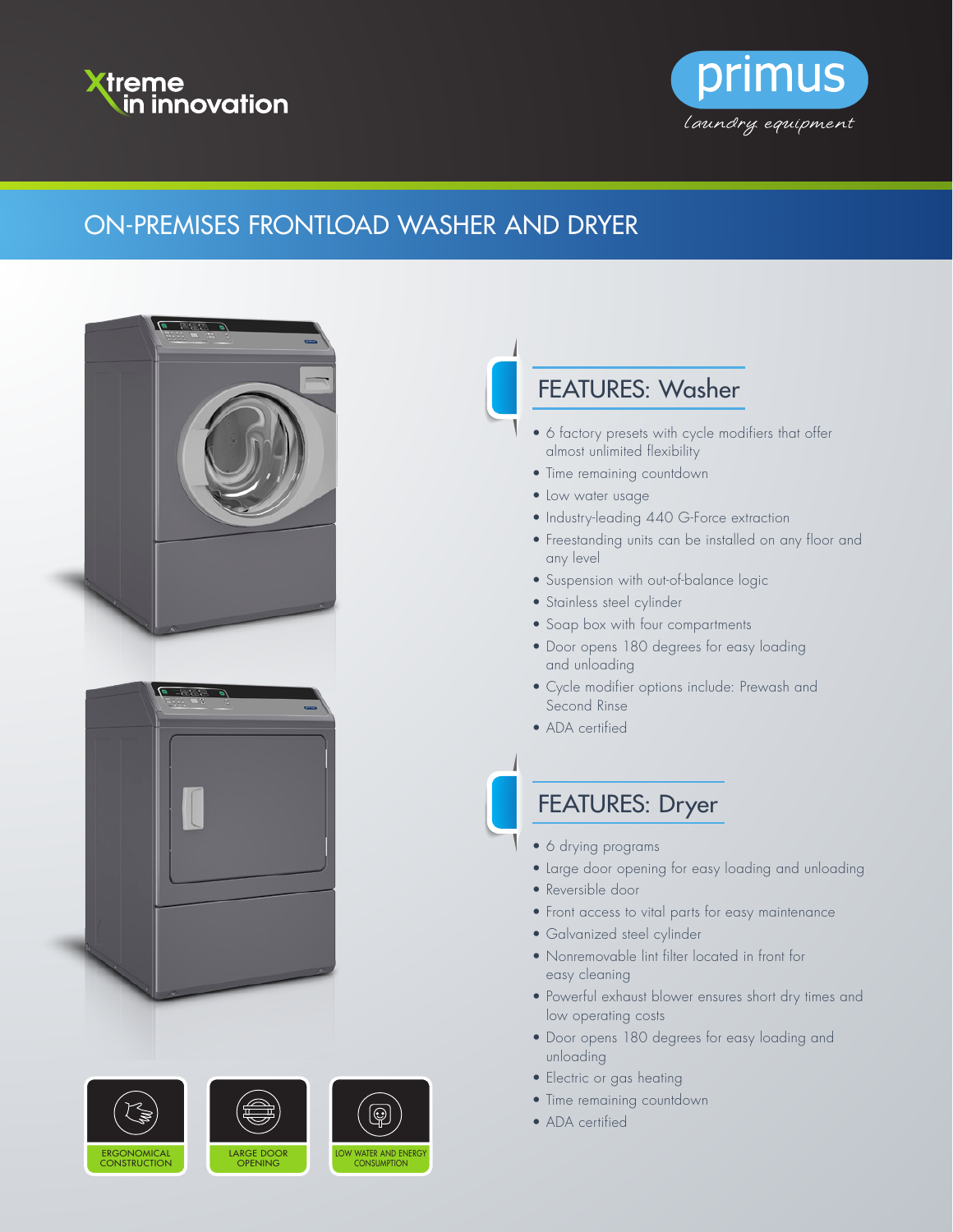Xtreme in innovation

primus
laundry equipment

# ON-PREMISES FRONTLOAD WASHER AND DRYER

## FEATURES: Washer

- 6 factory presets with cycle modifiers that offer almost unlimited flexibility
- Time remaining countdown
- Low water usage
- Industry-leading 440 G-Force extraction
- Freestanding units can be installed on any floor and any level
- Suspension with out-of-balance logic
- Stainless steel cylinder
- Soap box with four compartments
- Door opens 180 degrees for easy loading and unloading
- Cycle modifier options include: Prewash and Second Rinse
- ADA certified

## FEATURES: Dryer

- 6 drying programs
- Large door opening for easy loading and unloading
- Reversible door
- Front access to vital parts for easy maintenance
- Galvanized steel cylinder
- Nonremovable lint filter located in front for easy cleaning
- Powerful exhaust blower ensures short dry times and low operating costs
- Door opens 180 degrees for easy loading and unloading
- Electric or gas heating
- Time remaining countdown
- ADA certified

ERGONOMICAL CONSTRUCTION

LARGE DOOR OPENING

LOW WATER AND ENERGY CONSUMPTION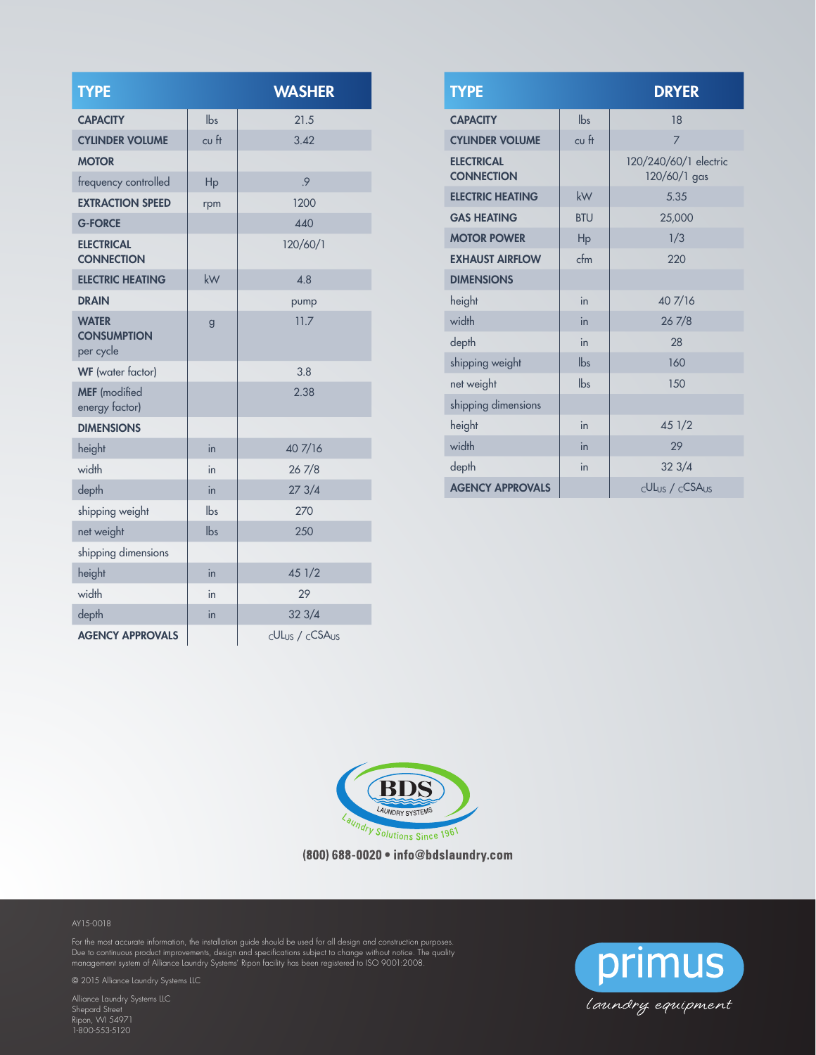| TYPE | | WASHER |
|---|---|---|
| **CAPACITY** | lbs | 21.5 |
| **CYLINDER VOLUME** | cu ft | 3.42 |
| **MOTOR** | | |
| frequency controlled | Hp | .9 |
| **EXTRACTION SPEED** | rpm | 1200 |
| **G-FORCE** | | 440 |
| **ELECTRICAL CONNECTION** | | 120/60/1 |
| **ELECTRIC HEATING** | kW | 4.8 |
| **DRAIN** | | pump |
| **WATER CONSUMPTION** per cycle | g | 11.7 |
| **WF** (water factor) | | 3.8 |
| **MEF** (modified energy factor) | | 2.38 |
| **DIMENSIONS** | | |
| height | in | 40 7/16 |
| width | in | 26 7/8 |
| depth | in | 27 3/4 |
| shipping weight | lbs | 270 |
| net weight | lbs | 250 |
| shipping dimensions | | |
| height | in | 45 1/2 |
| width | in | 29 |
| depth | in | 32 3/4 |
| **AGENCY APPROVALS** | | cULus / cCSAus |

| TYPE | | DRYER |
|---|---|---|
| **CAPACITY** | lbs | 18 |
| **CYLINDER VOLUME** | cu ft | 7 |
| **ELECTRICAL CONNECTION** | | 120/240/60/1 electric 120/60/1 gas |
| **ELECTRIC HEATING** | kW | 5.35 |
| **GAS HEATING** | BTU | 25,000 |
| **MOTOR POWER** | Hp | 1/3 |
| **EXHAUST AIRFLOW** | cfm | 220 |
| **DIMENSIONS** | | |
| height | in | 40 7/16 |
| width | in | 26 7/8 |
| depth | in | 28 |
| shipping weight | lbs | 160 |
| net weight | lbs | 150 |
| shipping dimensions | | |
| height | in | 45 1/2 |
| width | in | 29 |
| depth | in | 32 3/4 |
| **AGENCY APPROVALS** | | cULus / cCSAus |

BDS LAUNDRY SYSTEMS
Laundry Solutions Since 1961

**(800) 688-0020 • info@bdslaundry.com**

AY15-0018

For the most accurate information, the installation guide should be used for all design and construction purposes. Due to continuous product improvements, design and specifications subject to change without notice. The quality management system of Alliance Laundry Systems' Ripon facility has been registered to ISO 9001:2008.

© 2015 Alliance Laundry Systems LLC

Alliance Laundry Systems LLC
Shepard Street
Ripon, WI 54971
1-800-553-5120

primus
laundry equipment